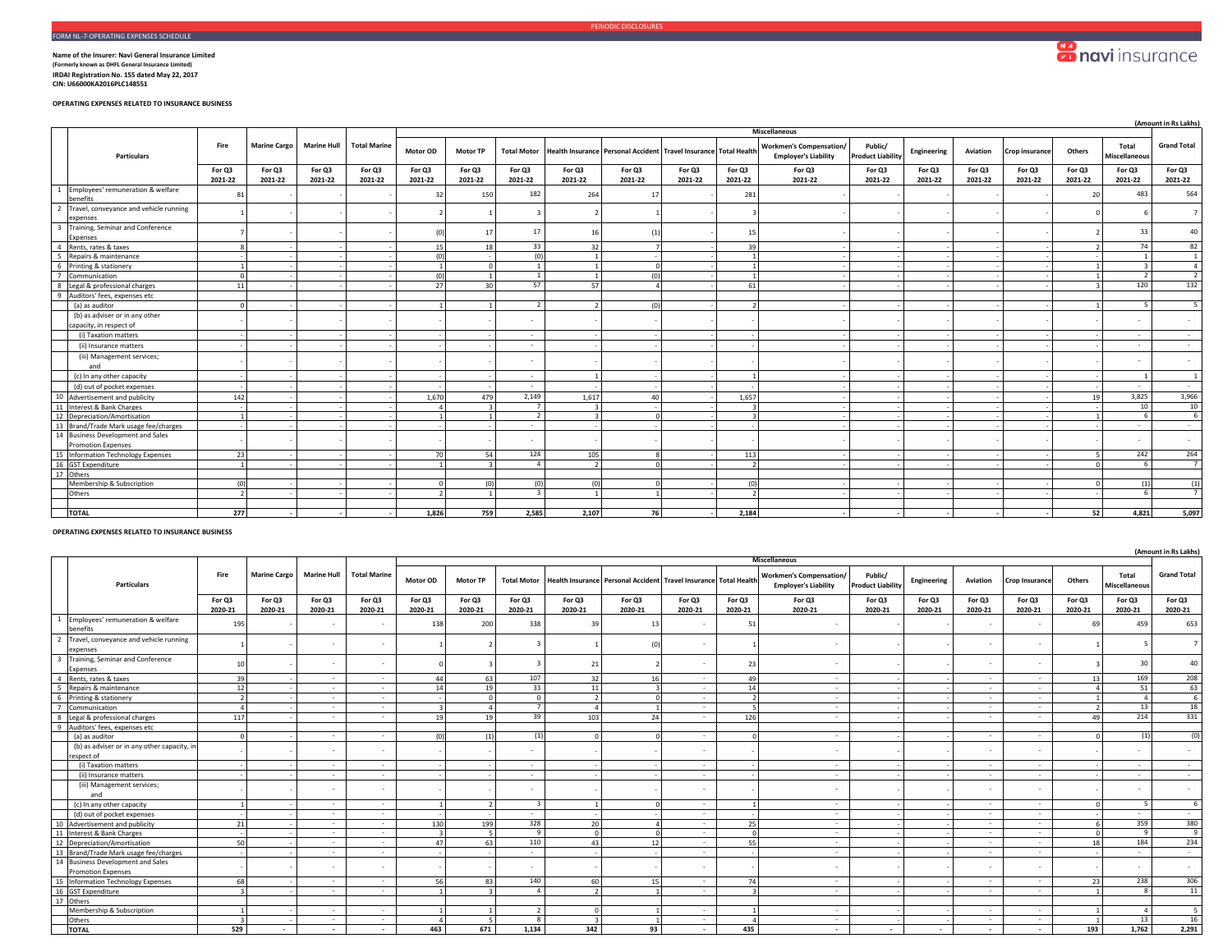FORM NL-7-OPERATING EXPENSES SCHEDULE

**Name of the Insurer: Navi General Insurance Limited**
**(Formerly known as DHFL General Insurance Limited)**
**IRDAI Registration No. 155 dated May 22, 2017**
**CIN: U66000KA2016PLC148551**

**OPERATING EXPENSES RELATED TO INSURANCE BUSINESS**

(Amount in Rs Lakhs)

| | Particulars | Fire | Marine Cargo | Marine Hull | Total Marine | Miscellaneous | | | | | | | | | | | | | | | Grand Total |
|---|---|---|---|---|---|---|---|---|---|---|---|---|---|---|---|---|---|---|---|---|---|
| | | | | | | Motor OD | Motor TP | Total Motor | Health Insurance | Personal Accident | Travel Insurance | Total Health | Workmen's Compensation/ Employer's Liability | Public/ Product Liability | Engineering | Aviation | Crop insurance | Others | Total Miscellaneous | |
| | | For Q3 2021-22 | For Q3 2021-22 | For Q3 2021-22 | For Q3 2021-22 | For Q3 2021-22 | For Q3 2021-22 | For Q3 2021-22 | For Q3 2021-22 | For Q3 2021-22 | For Q3 2021-22 | For Q3 2021-22 | For Q3 2021-22 | For Q3 2021-22 | For Q3 2021-22 | For Q3 2021-22 | For Q3 2021-22 | For Q3 2021-22 | For Q3 2021-22 | For Q3 2021-22 |
| 1 | Employees' remuneration & welfare benefits | 81 | - | - | - | 32 | 150 | 182 | 264 | 17 | - | 281 | - | - | - | - | - | 20 | 483 | 564 |
| 2 | Travel, conveyance and vehicle running expenses | 1 | - | - | - | 2 | 1 | 3 | 2 | 1 | - | 3 | - | - | - | - | - | 0 | 6 | 7 |
| 3 | Training, Seminar and Conference Expenses | 7 | - | - | - | (0) | 17 | 17 | 16 | (1) | - | 15 | - | - | - | - | - | 2 | 33 | 40 |
| 4 | Rents, rates & taxes | 8 | - | - | - | 15 | 18 | 33 | 32 | 7 | - | 39 | - | - | - | - | - | 2 | 74 | 82 |
| 5 | Repairs & maintenance | - | - | - | - | (0) | - | (0) | 1 | - | - | 1 | - | - | - | - | - | - | 1 | 1 |
| 6 | Printing & stationery | 1 | - | - | - | 1 | 0 | 1 | 1 | 0 | - | 1 | - | - | - | - | - | 1 | 3 | 4 |
| 7 | Communication | 0 | - | - | - | (0) | 1 | 1 | 1 | (0) | - | 1 | - | - | - | - | - | 1 | 2 | 2 |
| 8 | Legal & professional charges | 11 | - | - | - | 27 | 30 | 57 | 57 | 4 | - | 61 | - | - | - | - | - | 3 | 120 | 132 |
| 9 | Auditors' fees, expenses etc | | | | | | | | | | | | | | | | | | | |
| | (a) as auditor | 0 | - | - | - | 1 | 1 | 2 | 2 | (0) | - | 2 | - | - | - | - | - | 1 | 5 | 5 |
| | (b) as adviser or in any other capacity, in respect of | - | - | - | - | - | - | - | - | - | - | - | - | - | - | - | - | - | - | - |
| | (i) Taxation matters | - | - | - | - | - | - | - | - | - | - | - | - | - | - | - | - | - | - | - |
| | (ii) Insurance matters | - | - | - | - | - | - | - | - | - | - | - | - | - | - | - | - | - | - | - |
| | (iii) Management services; and | - | - | - | - | - | - | - | - | - | - | - | - | - | - | - | - | - | - | - |
| | (c) In any other capacity | - | - | - | - | - | - | - | 1 | - | - | 1 | - | - | - | - | - | - | 1 | 1 |
| | (d) out of pocket expenses | - | - | - | - | - | - | - | - | - | - | - | - | - | - | - | - | - | - | - |
| 10 | Advertisement and publicity | 142 | - | - | - | 1,670 | 479 | 2,149 | 1,617 | 40 | - | 1,657 | - | - | - | - | - | 19 | 3,825 | 3,966 |
| 11 | Interest & Bank Charges | - | - | - | - | 4 | 3 | 7 | 3 | - | - | 3 | - | - | - | - | - | - | 10 | 10 |
| 12 | Depreciation/Amortisation | 1 | - | - | - | 1 | 1 | 2 | 3 | 0 | - | 3 | - | - | - | - | - | 1 | 6 | 6 |
| 13 | Brand/Trade Mark usage fee/charges | - | - | - | - | - | - | - | - | - | - | - | - | - | - | - | - | - | - | - |
| 14 | Business Development and Sales Promotion Expenses | - | - | - | - | - | - | - | - | - | - | - | - | - | - | - | - | - | - | - |
| 15 | Information Technology Expenses | 23 | - | - | - | 70 | 54 | 124 | 105 | 8 | - | 113 | - | - | - | - | - | 5 | 242 | 264 |
| 16 | GST Expenditure | 1 | - | - | - | 1 | 3 | 4 | 2 | 0 | - | 2 | - | - | - | - | - | 0 | 6 | 7 |
| 17 | Others | | | | | | | | | | | | | | | | | | | |
| | Membership & Subscription | (0) | - | - | - | 0 | (0) | (0) | (0) | 0 | - | (0) | - | - | - | - | - | 0 | (1) | (1) |
| | Others | 2 | - | - | - | 2 | 1 | 3 | 1 | 1 | - | 2 | - | - | - | - | - | - | 6 | 7 |
| | **TOTAL** | **277** | **-** | **-** | **-** | **1,826** | **759** | **2,585** | **2,107** | **76** | **-** | **2,184** | **-** | **-** | **-** | **-** | **-** | **52** | **4,821** | **5,097** |

**OPERATING EXPENSES RELATED TO INSURANCE BUSINESS**

(Amount in Rs Lakhs)

| | Particulars | Fire | Marine Cargo | Marine Hull | Total Marine | Miscellaneous | | | | | | | | | | | | | | | Grand Total |
|---|---|---|---|---|---|---|---|---|---|---|---|---|---|---|---|---|---|---|---|---|---|
| | | | | | | Motor OD | Motor TP | Total Motor | Health Insurance | Personal Accident | Travel Insurance | Total Health | Workmen's Compensation/ Employer's Liability | Public/ Product Liability | Engineering | Aviation | Crop Insurance | Others | Total Miscellaneous | |
| | | For Q3 2020-21 | For Q3 2020-21 | For Q3 2020-21 | For Q3 2020-21 | For Q3 2020-21 | For Q3 2020-21 | For Q3 2020-21 | For Q3 2020-21 | For Q3 2020-21 | For Q3 2020-21 | For Q3 2020-21 | For Q3 2020-21 | For Q3 2020-21 | For Q3 2020-21 | For Q3 2020-21 | For Q3 2020-21 | For Q3 2020-21 | For Q3 2020-21 | For Q3 2020-21 |
| 1 | Employees' remuneration & welfare benefits | 195 | - | - | - | 138 | 200 | 338 | 39 | 13 | - | 51 | - | - | - | - | - | 69 | 459 | 653 |
| 2 | Travel, conveyance and vehicle running expenses | 1 | - | - | - | 1 | 2 | 3 | 1 | (0) | - | 1 | - | - | - | - | - | 1 | 5 | 7 |
| 3 | Training, Seminar and Conference Expenses | 10 | - | - | - | 0 | 3 | 3 | 21 | 2 | - | 23 | - | - | - | - | - | 3 | 30 | 40 |
| 4 | Rents, rates & taxes | 39 | - | - | - | 44 | 63 | 107 | 32 | 16 | - | 49 | - | - | - | - | - | 13 | 169 | 208 |
| 5 | Repairs & maintenance | 12 | - | - | - | 14 | 19 | 33 | 11 | 3 | - | 14 | - | - | - | - | - | 4 | 51 | 63 |
| 6 | Printing & stationery | 2 | - | - | - | - | 0 | 0 | 2 | 0 | - | 2 | - | - | - | - | - | 1 | 4 | 6 |
| 7 | Communication | 4 | - | - | - | 3 | 4 | 7 | 4 | 1 | - | 5 | - | - | - | - | - | 2 | 13 | 18 |
| 8 | Legal & professional charges | 117 | - | - | - | 19 | 19 | 39 | 103 | 24 | - | 126 | - | - | - | - | - | 49 | 214 | 331 |
| 9 | Auditors' fees, expenses etc | | | | | | | | | | | | | | | | | | | |
| | (a) as auditor | 0 | - | - | - | (0) | (1) | (1) | 0 | 0 | - | 0 | - | - | - | - | - | 0 | (1) | (0) |
| | (b) as adviser or in any other capacity, in respect of | - | - | - | - | - | - | - | - | - | - | - | - | - | - | - | - | - | - | - |
| | (i) Taxation matters | - | - | - | - | - | - | - | - | - | - | - | - | - | - | - | - | - | - | - |
| | (ii) Insurance matters | - | - | - | - | - | - | - | - | - | - | - | - | - | - | - | - | - | - | - |
| | (iii) Management services; and | - | - | - | - | - | - | - | - | - | - | - | - | - | - | - | - | - | - | - |
| | (c) In any other capacity | 1 | - | - | - | 1 | 2 | 3 | 1 | 0 | - | 1 | - | - | - | - | - | 0 | 5 | 6 |
| | (d) out of pocket expenses | - | - | - | - | - | - | - | - | - | - | - | - | - | - | - | - | - | - | - |
| 10 | Advertisement and publicity | 21 | - | - | - | 130 | 199 | 328 | 20 | 4 | - | 25 | - | - | - | - | - | 6 | 359 | 380 |
| 11 | Interest & Bank Charges | - | - | - | - | 3 | 5 | 9 | 0 | 0 | - | 0 | - | - | - | - | - | 0 | 9 | 9 |
| 12 | Depreciation/Amortisation | 50 | - | - | - | 47 | 63 | 110 | 43 | 12 | - | 55 | - | - | - | - | - | 18 | 184 | 234 |
| 13 | Brand/Trade Mark usage fee/charges | - | - | - | - | - | - | - | - | - | - | - | - | - | - | - | - | - | - | - |
| 14 | Business Development and Sales Promotion Expenses | - | - | - | - | - | - | - | - | - | - | - | - | - | - | - | - | - | - | - |
| 15 | Information Technology Expenses | 68 | - | - | - | 56 | 83 | 140 | 60 | 15 | - | 74 | - | - | - | - | - | 23 | 238 | 306 |
| 16 | GST Expenditure | 3 | - | - | - | 1 | 3 | 4 | 2 | 1 | - | 3 | - | - | - | - | - | 1 | 8 | 11 |
| 17 | Others | | | | | | | | | | | | | | | | | | | |
| | Membership & Subscription | 1 | - | - | - | 1 | 1 | 2 | 0 | 1 | - | 1 | - | - | - | - | - | 1 | 4 | 5 |
| | Others | 3 | - | - | - | 4 | 5 | 8 | 3 | 1 | - | 4 | - | - | - | - | - | 1 | 13 | 16 |
| | **TOTAL** | **529** | **-** | **-** | **-** | **463** | **671** | **1,134** | **342** | **93** | **-** | **435** | **-** | **-** | **-** | **-** | **-** | **193** | **1,762** | **2,291** |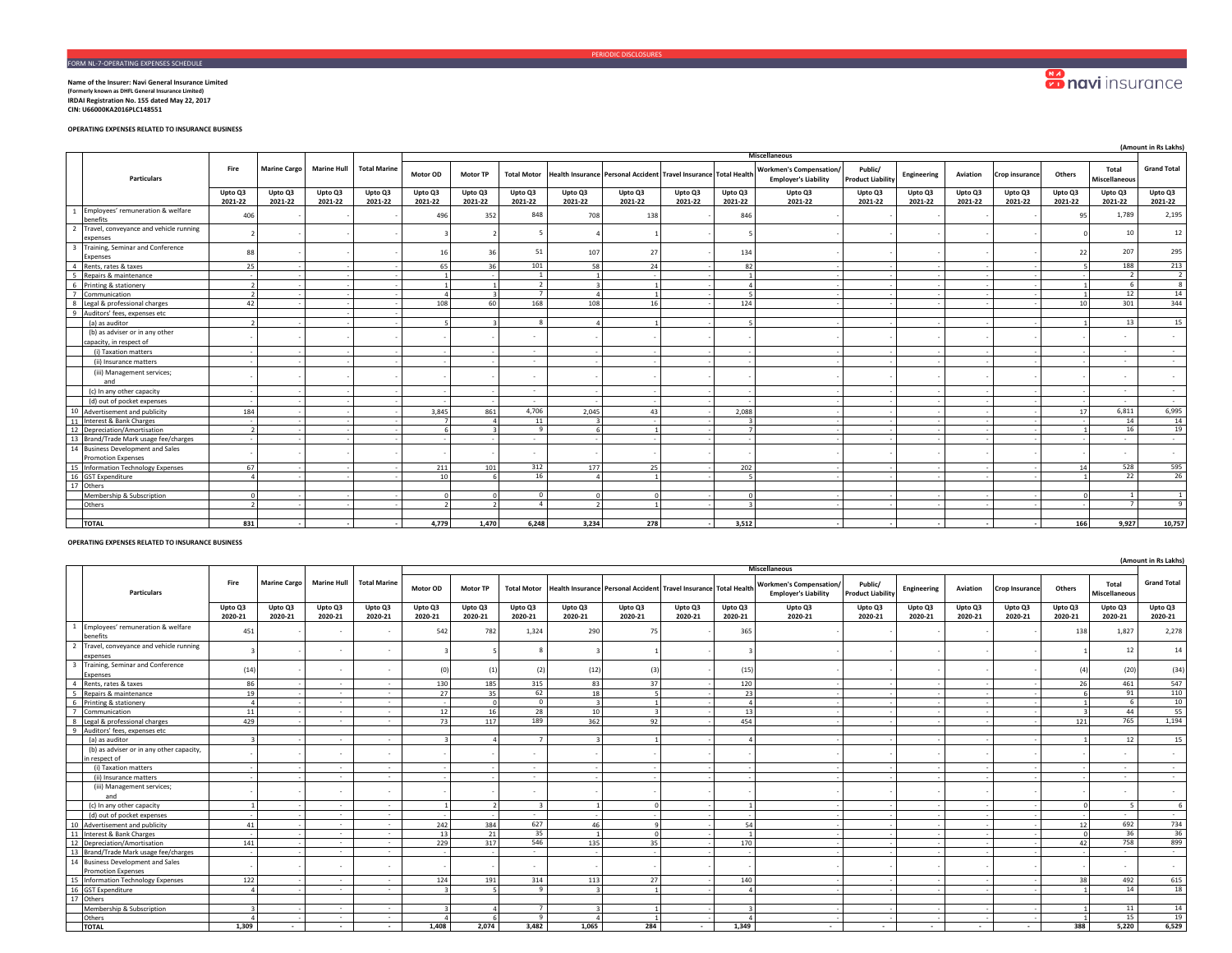PERIODIC DISCLOSURES

FORM NL-7-OPERATING EXPENSES SCHEDULE

**Name of the Insurer: Navi General Insurance Limited**
**(Formerly known as DHFL General Insurance Limited)**
**IRDAI Registration No. 155 dated May 22, 2017**
**CIN: U66000KA2016PLC148551**

**OPERATING EXPENSES RELATED TO INSURANCE BUSINESS**

(Amount in Rs Lakhs)

| | Particulars | Fire | Marine Cargo | Marine Hull | Total Marine | Miscellaneous | | | | | | | | | | | | | | Total Miscellaneous | Grand Total |
|---|---|---|---|---|---|---|---|---|---|---|---|---|---|---|---|---|---|---|---|---|---|
| | | | | | | Motor OD | Motor TP | Total Motor | Health Insurance | Personal Accident | Travel Insurance | Total Health | Workmen's Compensation/ Employer's Liability | Public/ Product Liability | Engineering | Aviation | Crop insurance | Others | | | |
| | | Upto Q3 2021-22 | Upto Q3 2021-22 | Upto Q3 2021-22 | Upto Q3 2021-22 | Upto Q3 2021-22 | Upto Q3 2021-22 | Upto Q3 2021-22 | Upto Q3 2021-22 | Upto Q3 2021-22 | Upto Q3 2021-22 | Upto Q3 2021-22 | Upto Q3 2021-22 | Upto Q3 2021-22 | Upto Q3 2021-22 | Upto Q3 2021-22 | Upto Q3 2021-22 | Upto Q3 2021-22 | Upto Q3 2021-22 | Upto Q3 2021-22 | |
| 1 | Employees' remuneration & welfare benefits | 406 | - | - | - | 496 | 352 | 848 | 708 | 138 | - | 846 | - | - | - | - | - | 95 | 1,789 | 2,195 | |
| 2 | Travel, conveyance and vehicle running expenses | 2 | - | - | - | 3 | 2 | 5 | 4 | 1 | - | 5 | - | - | - | - | - | 0 | 10 | 12 | |
| 3 | Training, Seminar and Conference Expenses | 88 | - | - | - | 16 | 36 | 51 | 107 | 27 | - | 134 | - | - | - | - | - | 22 | 207 | 295 | |
| 4 | Rents, rates & taxes | 25 | - | - | - | 65 | 36 | 101 | 58 | 24 | - | 82 | - | - | - | - | - | 5 | 188 | 213 | |
| 5 | Repairs & maintenance | - | - | - | - | 1 | - | 1 | 1 | - | - | 1 | - | - | - | - | - | - | 2 | 2 | |
| 6 | Printing & stationery | 2 | - | - | - | 1 | 1 | 2 | 3 | 1 | - | 4 | - | - | - | - | - | 1 | 6 | 8 | |
| 7 | Communication | 2 | - | - | - | 4 | 3 | 7 | 4 | 1 | - | 5 | - | - | - | - | - | 1 | 12 | 14 | |
| 8 | Legal & professional charges | 42 | - | - | - | 108 | 60 | 168 | 108 | 16 | - | 124 | - | - | - | - | - | 10 | 301 | 344 | |
| 9 | Auditors' fees, expenses etc | | | | | | | | | | | | | | | | | | | | |
| | (a) as auditor | 2 | - | - | - | 5 | 3 | 8 | 4 | 1 | - | 5 | - | - | - | - | - | 1 | 13 | 15 | |
| | (b) as adviser or in any other capacity, in respect of | - | - | - | - | - | - | - | - | - | - | - | - | - | - | - | - | - | - | - | |
| | (i) Taxation matters | - | - | - | - | - | - | - | - | - | - | - | - | - | - | - | - | - | - | - | |
| | (ii) Insurance matters | - | - | - | - | - | - | - | - | - | - | - | - | - | - | - | - | - | - | - | |
| | (iii) Management services; and | - | - | - | - | - | - | - | - | - | - | - | - | - | - | - | - | - | - | - | |
| | (c) In any other capacity | - | - | - | - | - | - | - | - | - | - | - | - | - | - | - | - | - | - | - | |
| | (d) out of pocket expenses | - | - | - | - | - | - | - | - | - | - | - | - | - | - | - | - | - | - | - | |
| 10 | Advertisement and publicity | 184 | - | - | - | 3,845 | 861 | 4,706 | 2,045 | 43 | - | 2,088 | - | - | - | - | - | 17 | 6,811 | 6,995 | |
| 11 | Interest & Bank Charges | - | - | - | - | 7 | 4 | 11 | 3 | - | - | 3 | - | - | - | - | - | - | 14 | 14 | |
| 12 | Depreciation/Amortisation | 2 | - | - | - | 6 | 3 | 9 | 6 | 1 | - | 7 | - | - | - | - | - | 1 | 16 | 19 | |
| 13 | Brand/Trade Mark usage fee/charges | - | - | - | - | - | - | - | - | - | - | - | - | - | - | - | - | - | - | - | |
| 14 | Business Development and Sales Promotion Expenses | - | - | - | - | - | - | - | - | - | - | - | - | - | - | - | - | - | - | - | |
| 15 | Information Technology Expenses | 67 | - | - | - | 211 | 101 | 312 | 177 | 25 | - | 202 | - | - | - | - | - | 14 | 528 | 595 | |
| 16 | GST Expenditure | 4 | - | - | - | 10 | 6 | 16 | 4 | 1 | - | 5 | - | - | - | - | - | 1 | 22 | 26 | |
| 17 | Others | | | | | | | | | | | | | | | | | | | | |
| | Membership & Subscription | 0 | - | - | - | 0 | 0 | 0 | 0 | 0 | - | 0 | - | - | - | - | - | 0 | 1 | 1 | |
| | Others | 2 | - | - | - | 2 | 2 | 4 | 2 | 1 | - | 3 | - | - | - | - | - | - | 7 | 9 | |
| | **TOTAL** | **831** | **-** | **-** | **-** | **4,779** | **1,470** | **6,248** | **3,234** | **278** | **-** | **3,512** | **-** | **-** | **-** | **-** | **-** | **166** | **9,927** | **10,757** | |

**OPERATING EXPENSES RELATED TO INSURANCE BUSINESS**

(Amount in Rs Lakhs)

| | Particulars | Fire | Marine Cargo | Marine Hull | Total Marine | Miscellaneous | | | | | | | | | | | | | | Total Miscellaneous | Grand Total |
|---|---|---|---|---|---|---|---|---|---|---|---|---|---|---|---|---|---|---|---|---|---|
| | | | | | | Motor OD | Motor TP | Total Motor | Health Insurance | Personal Accident | Travel Insurance | Total Health | Workmen's Compensation/ Employer's Liability | Public/ Product Liability | Engineering | Aviation | Crop Insurance | Others | | | |
| | | Upto Q3 2020-21 | Upto Q3 2020-21 | Upto Q3 2020-21 | Upto Q3 2020-21 | Upto Q3 2020-21 | Upto Q3 2020-21 | Upto Q3 2020-21 | Upto Q3 2020-21 | Upto Q3 2020-21 | Upto Q3 2020-21 | Upto Q3 2020-21 | Upto Q3 2020-21 | Upto Q3 2020-21 | Upto Q3 2020-21 | Upto Q3 2020-21 | Upto Q3 2020-21 | Upto Q3 2020-21 | Upto Q3 2020-21 | Upto Q3 2020-21 | |
| 1 | Employees' remuneration & welfare benefits | 451 | - | - | - | 542 | 782 | 1,324 | 290 | 75 | - | 365 | - | - | - | - | - | 138 | 1,827 | 2,278 | |
| 2 | Travel, conveyance and vehicle running expenses | 3 | - | - | - | 3 | 5 | 8 | 3 | 1 | - | 3 | - | - | - | - | - | 1 | 12 | 14 | |
| 3 | Training, Seminar and Conference Expenses | (14) | - | - | - | (0) | (1) | (2) | (12) | (3) | - | (15) | - | - | - | - | - | (4) | (20) | (34) | |
| 4 | Rents, rates & taxes | 86 | - | - | - | 130 | 185 | 315 | 83 | 37 | - | 120 | - | - | - | - | - | 26 | 461 | 547 | |
| 5 | Repairs & maintenance | 19 | - | - | - | 27 | 35 | 62 | 18 | 5 | - | 23 | - | - | - | - | - | 6 | 91 | 110 | |
| 6 | Printing & stationery | 4 | - | - | - | - | 0 | 0 | 3 | 1 | - | 4 | - | - | - | - | - | 1 | 6 | 10 | |
| 7 | Communication | 11 | - | - | - | 12 | 16 | 28 | 10 | 3 | - | 13 | - | - | - | - | - | 3 | 44 | 55 | |
| 8 | Legal & professional charges | 429 | - | - | - | 73 | 117 | 189 | 362 | 92 | - | 454 | - | - | - | - | - | 121 | 765 | 1,194 | |
| 9 | Auditors' fees, expenses etc | | | | | | | | | | | | | | | | | | | | |
| | (a) as auditor | 3 | - | - | - | 3 | 4 | 7 | 3 | 1 | - | 4 | - | - | - | - | - | 1 | 12 | 15 | |
| | (b) as adviser or in any other capacity, in respect of | - | - | - | - | - | - | - | - | - | - | - | - | - | - | - | - | - | - | - | |
| | (i) Taxation matters | - | - | - | - | - | - | - | - | - | - | - | - | - | - | - | - | - | - | - | |
| | (ii) Insurance matters | - | - | - | - | - | - | - | - | - | - | - | - | - | - | - | - | - | - | - | |
| | (iii) Management services; and | - | - | - | - | - | - | - | - | - | - | - | - | - | - | - | - | - | - | - | |
| | (c) In any other capacity | 1 | - | - | - | 1 | 2 | 3 | 1 | 0 | - | 1 | - | - | - | - | - | 0 | 5 | 6 | |
| | (d) out of pocket expenses | - | - | - | - | - | - | - | - | - | - | - | - | - | - | - | - | - | - | - | |
| 10 | Advertisement and publicity | 41 | - | - | - | 242 | 384 | 627 | 46 | 9 | - | 54 | - | - | - | - | - | 12 | 692 | 734 | |
| 11 | Interest & Bank Charges | - | - | - | - | 13 | 21 | 35 | 1 | 0 | - | 1 | - | - | - | - | - | 0 | 36 | 36 | |
| 12 | Depreciation/Amortisation | 141 | - | - | - | 229 | 317 | 546 | 135 | 35 | - | 170 | - | - | - | - | - | 42 | 758 | 899 | |
| 13 | Brand/Trade Mark usage fee/charges | - | - | - | - | - | - | - | - | - | - | - | - | - | - | - | - | - | - | - | |
| 14 | Business Development and Sales Promotion Expenses | - | - | - | - | - | - | - | - | - | - | - | - | - | - | - | - | - | - | - | |
| 15 | Information Technology Expenses | 122 | - | - | - | 124 | 191 | 314 | 113 | 27 | - | 140 | - | - | - | - | - | 38 | 492 | 615 | |
| 16 | GST Expenditure | 4 | - | - | - | 3 | 5 | 9 | 3 | 1 | - | 4 | - | - | - | - | - | 1 | 14 | 18 | |
| 17 | Others | | | | | | | | | | | | | | | | | | | | |
| | Membership & Subscription | 3 | - | - | - | 3 | 4 | 7 | 3 | 1 | - | 3 | - | - | - | - | - | 1 | 11 | 14 | |
| | Others | 4 | - | - | - | 4 | 6 | 9 | 4 | 1 | - | 4 | - | - | - | - | - | 1 | 15 | 19 | |
| | **TOTAL** | **1,309** | **-** | **-** | **-** | **1,408** | **2,074** | **3,482** | **1,065** | **284** | **-** | **1,349** | **-** | **-** | **-** | **-** | **-** | **388** | **5,220** | **6,529** | |